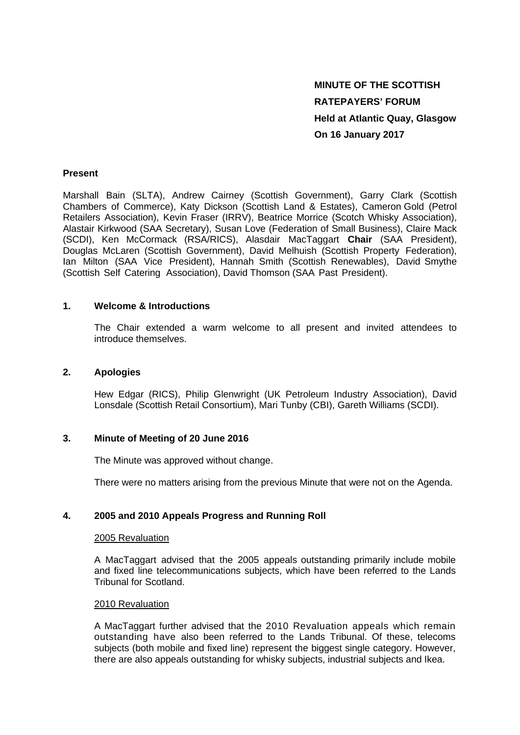**MINUTE OF THE SCOTTISH RATEPAYERS' FORUM**
**Held at Atlantic Quay, Glasgow**
**On 16 January 2017**

**Present**

Marshall Bain (SLTA), Andrew Cairney (Scottish Government), Garry Clark (Scottish Chambers of Commerce), Katy Dickson (Scottish Land & Estates), Cameron Gold (Petrol Retailers Association), Kevin Fraser (IRRV), Beatrice Morrice (Scotch Whisky Association), Alastair Kirkwood (SAA Secretary), Susan Love (Federation of Small Business), Claire Mack (SCDI), Ken McCormack (RSA/RICS), Alasdair MacTaggart **Chair** (SAA President), Douglas McLaren (Scottish Government), David Melhuish (Scottish Property Federation), Ian Milton (SAA Vice President), Hannah Smith (Scottish Renewables), David Smythe (Scottish Self Catering Association), David Thomson (SAA Past President).

## 1. Welcome & Introductions

The Chair extended a warm welcome to all present and invited attendees to introduce themselves.

## 2. Apologies

Hew Edgar (RICS), Philip Glenwright (UK Petroleum Industry Association), David Lonsdale (Scottish Retail Consortium), Mari Tunby (CBI), Gareth Williams (SCDI).

## 3. Minute of Meeting of 20 June 2016

The Minute was approved without change.

There were no matters arising from the previous Minute that were not on the Agenda.

## 4. 2005 and 2010 Appeals Progress and Running Roll

### 2005 Revaluation

A MacTaggart advised that the 2005 appeals outstanding primarily include mobile and fixed line telecommunications subjects, which have been referred to the Lands Tribunal for Scotland.

### 2010 Revaluation

A MacTaggart further advised that the 2010 Revaluation appeals which remain outstanding have also been referred to the Lands Tribunal. Of these, telecoms subjects (both mobile and fixed line) represent the biggest single category. However, there are also appeals outstanding for whisky subjects, industrial subjects and Ikea.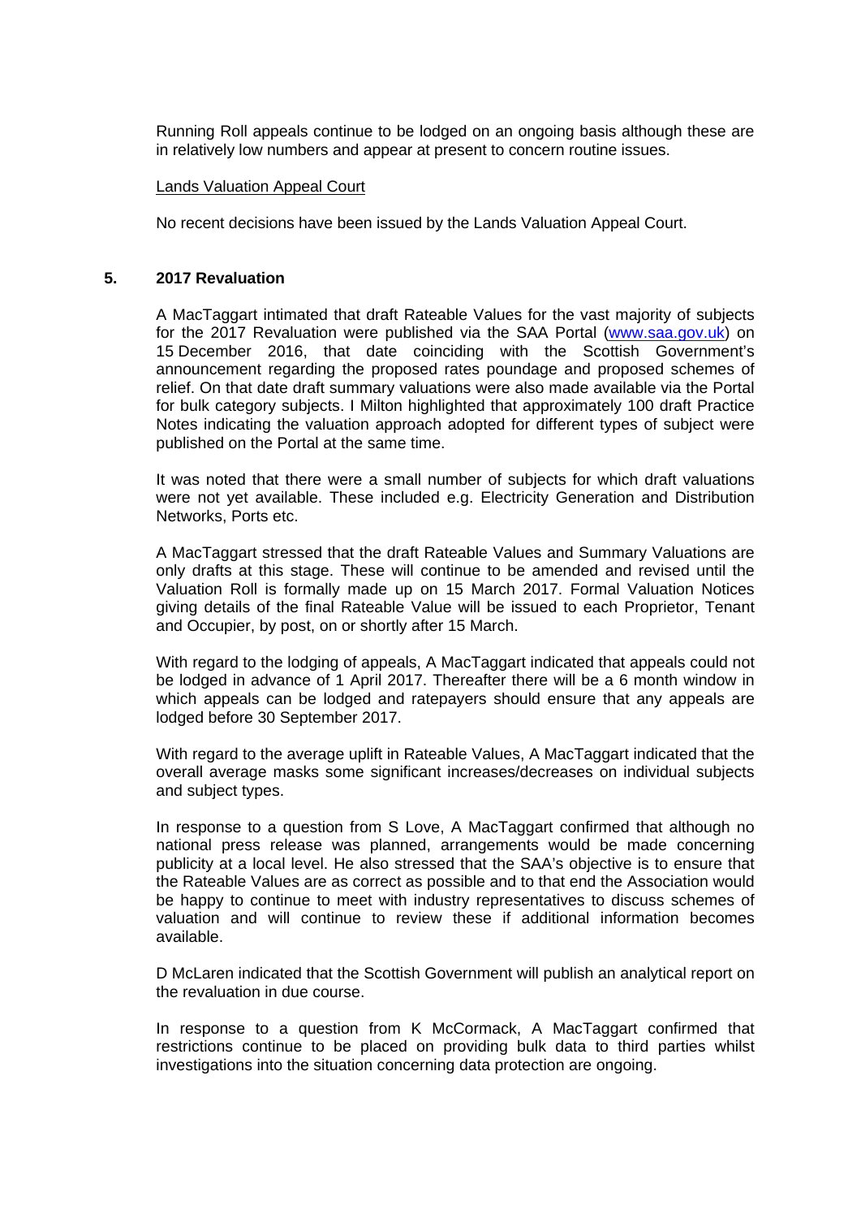Running Roll appeals continue to be lodged on an ongoing basis although these are in relatively low numbers and appear at present to concern routine issues.

Lands Valuation Appeal Court

No recent decisions have been issued by the Lands Valuation Appeal Court.

## 5. 2017 Revaluation

A MacTaggart intimated that draft Rateable Values for the vast majority of subjects for the 2017 Revaluation were published via the SAA Portal (www.saa.gov.uk) on 15 December 2016, that date coinciding with the Scottish Government's announcement regarding the proposed rates poundage and proposed schemes of relief. On that date draft summary valuations were also made available via the Portal for bulk category subjects. I Milton highlighted that approximately 100 draft Practice Notes indicating the valuation approach adopted for different types of subject were published on the Portal at the same time.

It was noted that there were a small number of subjects for which draft valuations were not yet available. These included e.g. Electricity Generation and Distribution Networks, Ports etc.

A MacTaggart stressed that the draft Rateable Values and Summary Valuations are only drafts at this stage. These will continue to be amended and revised until the Valuation Roll is formally made up on 15 March 2017. Formal Valuation Notices giving details of the final Rateable Value will be issued to each Proprietor, Tenant and Occupier, by post, on or shortly after 15 March.

With regard to the lodging of appeals, A MacTaggart indicated that appeals could not be lodged in advance of 1 April 2017. Thereafter there will be a 6 month window in which appeals can be lodged and ratepayers should ensure that any appeals are lodged before 30 September 2017.

With regard to the average uplift in Rateable Values, A MacTaggart indicated that the overall average masks some significant increases/decreases on individual subjects and subject types.

In response to a question from S Love, A MacTaggart confirmed that although no national press release was planned, arrangements would be made concerning publicity at a local level. He also stressed that the SAA's objective is to ensure that the Rateable Values are as correct as possible and to that end the Association would be happy to continue to meet with industry representatives to discuss schemes of valuation and will continue to review these if additional information becomes available.

D McLaren indicated that the Scottish Government will publish an analytical report on the revaluation in due course.

In response to a question from K McCormack, A MacTaggart confirmed that restrictions continue to be placed on providing bulk data to third parties whilst investigations into the situation concerning data protection are ongoing.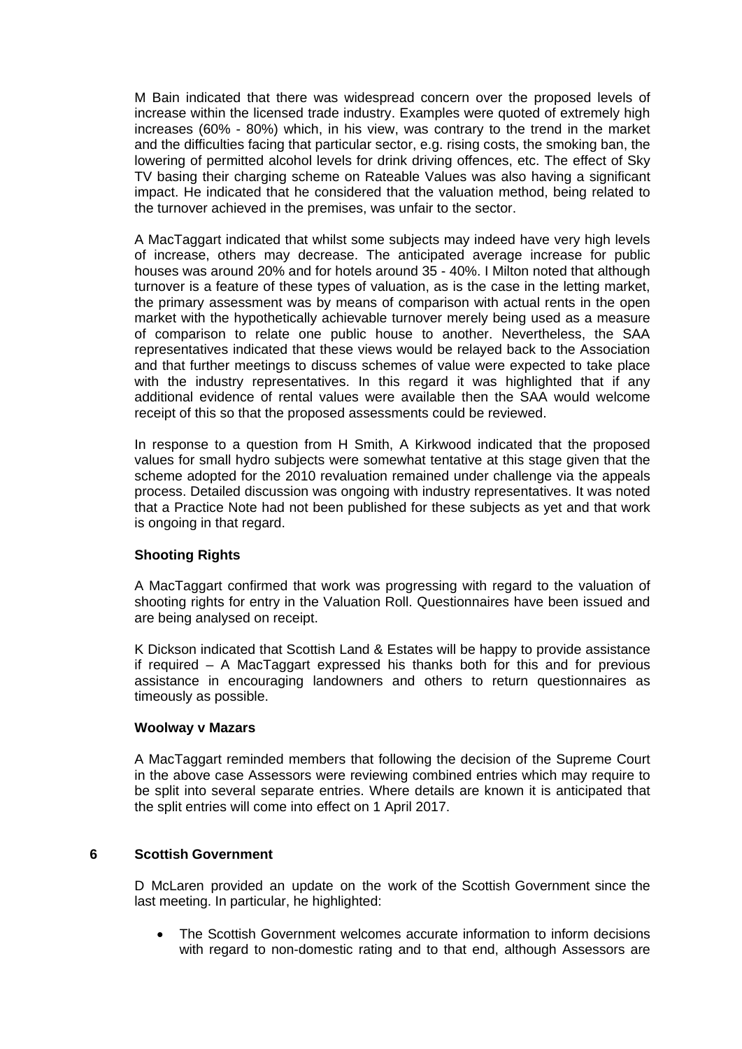M Bain indicated that there was widespread concern over the proposed levels of increase within the licensed trade industry. Examples were quoted of extremely high increases (60% - 80%) which, in his view, was contrary to the trend in the market and the difficulties facing that particular sector, e.g. rising costs, the smoking ban, the lowering of permitted alcohol levels for drink driving offences, etc. The effect of Sky TV basing their charging scheme on Rateable Values was also having a significant impact. He indicated that he considered that the valuation method, being related to the turnover achieved in the premises, was unfair to the sector.

A MacTaggart indicated that whilst some subjects may indeed have very high levels of increase, others may decrease. The anticipated average increase for public houses was around 20% and for hotels around 35 - 40%. I Milton noted that although turnover is a feature of these types of valuation, as is the case in the letting market, the primary assessment was by means of comparison with actual rents in the open market with the hypothetically achievable turnover merely being used as a measure of comparison to relate one public house to another. Nevertheless, the SAA representatives indicated that these views would be relayed back to the Association and that further meetings to discuss schemes of value were expected to take place with the industry representatives. In this regard it was highlighted that if any additional evidence of rental values were available then the SAA would welcome receipt of this so that the proposed assessments could be reviewed.

In response to a question from H Smith, A Kirkwood indicated that the proposed values for small hydro subjects were somewhat tentative at this stage given that the scheme adopted for the 2010 revaluation remained under challenge via the appeals process. Detailed discussion was ongoing with industry representatives. It was noted that a Practice Note had not been published for these subjects as yet and that work is ongoing in that regard.

**Shooting Rights**

A MacTaggart confirmed that work was progressing with regard to the valuation of shooting rights for entry in the Valuation Roll. Questionnaires have been issued and are being analysed on receipt.

K Dickson indicated that Scottish Land & Estates will be happy to provide assistance if required – A MacTaggart expressed his thanks both for this and for previous assistance in encouraging landowners and others to return questionnaires as timeously as possible.

**Woolway v Mazars**

A MacTaggart reminded members that following the decision of the Supreme Court in the above case Assessors were reviewing combined entries which may require to be split into several separate entries. Where details are known it is anticipated that the split entries will come into effect on 1 April 2017.

## 6 Scottish Government

D McLaren provided an update on the work of the Scottish Government since the last meeting. In particular, he highlighted:

- The Scottish Government welcomes accurate information to inform decisions with regard to non-domestic rating and to that end, although Assessors are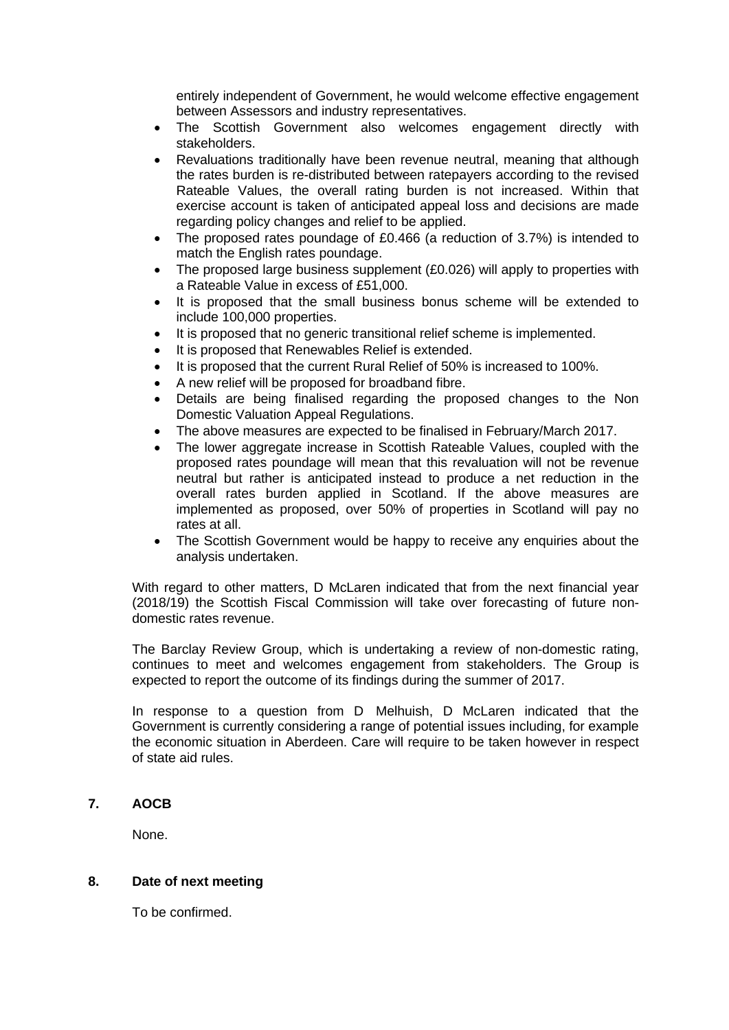entirely independent of Government, he would welcome effective engagement between Assessors and industry representatives.

- The Scottish Government also welcomes engagement directly with stakeholders.
- Revaluations traditionally have been revenue neutral, meaning that although the rates burden is re-distributed between ratepayers according to the revised Rateable Values, the overall rating burden is not increased. Within that exercise account is taken of anticipated appeal loss and decisions are made regarding policy changes and relief to be applied.
- The proposed rates poundage of £0.466 (a reduction of 3.7%) is intended to match the English rates poundage.
- The proposed large business supplement (£0.026) will apply to properties with a Rateable Value in excess of £51,000.
- It is proposed that the small business bonus scheme will be extended to include 100,000 properties.
- It is proposed that no generic transitional relief scheme is implemented.
- It is proposed that Renewables Relief is extended.
- It is proposed that the current Rural Relief of 50% is increased to 100%.
- A new relief will be proposed for broadband fibre.
- Details are being finalised regarding the proposed changes to the Non Domestic Valuation Appeal Regulations.
- The above measures are expected to be finalised in February/March 2017.
- The lower aggregate increase in Scottish Rateable Values, coupled with the proposed rates poundage will mean that this revaluation will not be revenue neutral but rather is anticipated instead to produce a net reduction in the overall rates burden applied in Scotland. If the above measures are implemented as proposed, over 50% of properties in Scotland will pay no rates at all.
- The Scottish Government would be happy to receive any enquiries about the analysis undertaken.

With regard to other matters, D McLaren indicated that from the next financial year (2018/19) the Scottish Fiscal Commission will take over forecasting of future non-domestic rates revenue.

The Barclay Review Group, which is undertaking a review of non-domestic rating, continues to meet and welcomes engagement from stakeholders. The Group is expected to report the outcome of its findings during the summer of 2017.

In response to a question from D Melhuish, D McLaren indicated that the Government is currently considering a range of potential issues including, for example the economic situation in Aberdeen. Care will require to be taken however in respect of state aid rules.

## 7. AOCB

None.

## 8. Date of next meeting

To be confirmed.